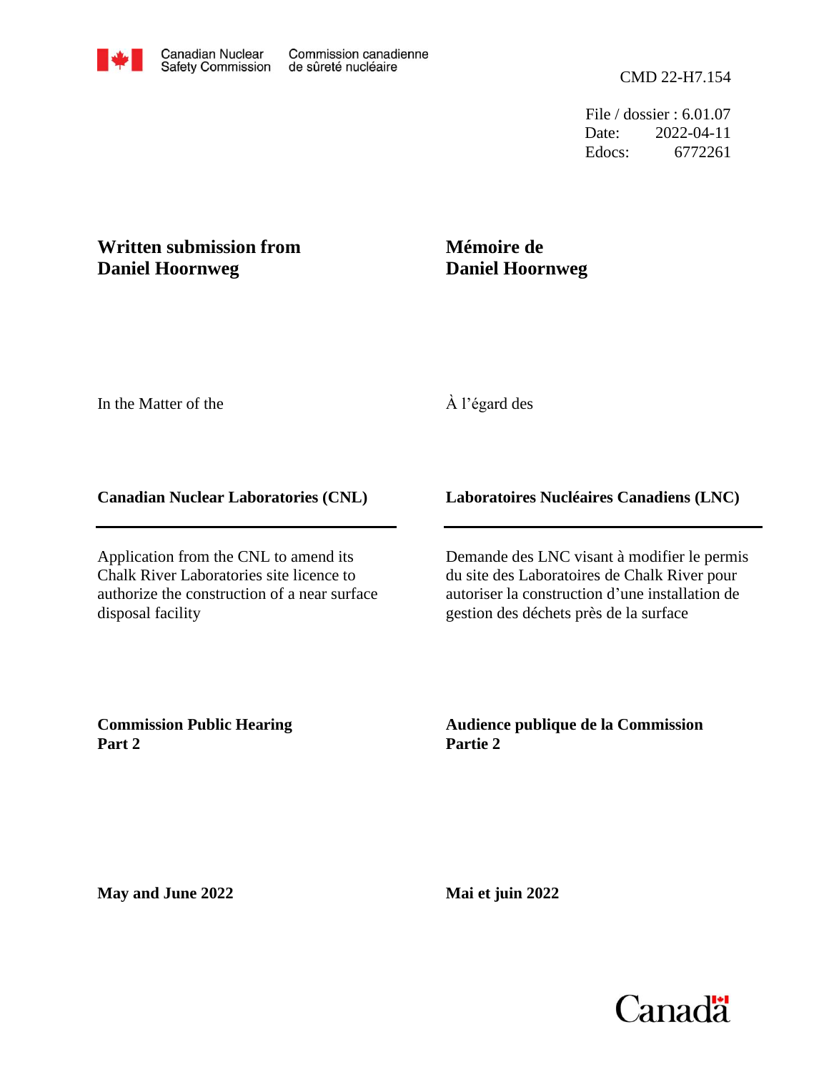Canadian Nuclear Safety Commission — Commission canadienne de sûreté nucléaire

CMD 22-H7.154

File / dossier : 6.01.07
Date: 2022-04-11
Edocs: 6772261

**Written submission from Daniel Hoornweg**

**Mémoire de Daniel Hoornweg**

In the Matter of the

À l'égard des

**Canadian Nuclear Laboratories (CNL)**

**Laboratoires Nucléaires Canadiens (LNC)**

Application from the CNL to amend its Chalk River Laboratories site licence to authorize the construction of a near surface disposal facility

Demande des LNC visant à modifier le permis du site des Laboratoires de Chalk River pour autoriser la construction d'une installation de gestion des déchets près de la surface

**Commission Public Hearing Part 2**

**Audience publique de la Commission Partie 2**

**May and June 2022**

**Mai et juin 2022**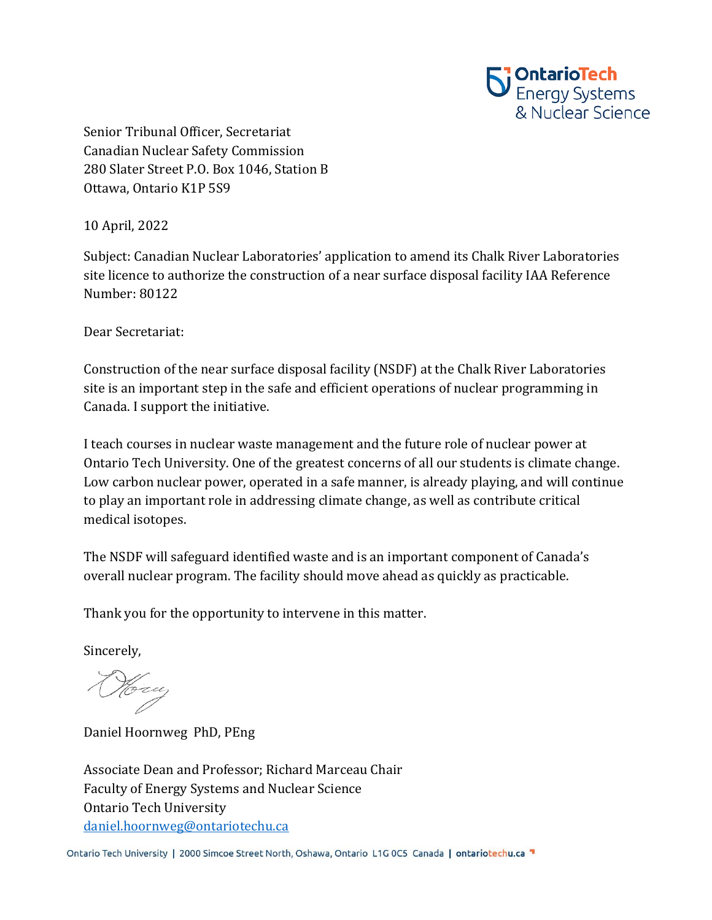Senior Tribunal Officer, Secretariat
Canadian Nuclear Safety Commission
280 Slater Street P.O. Box 1046, Station B
Ottawa, Ontario K1P 5S9

10 April, 2022

Subject: Canadian Nuclear Laboratories' application to amend its Chalk River Laboratories site licence to authorize the construction of a near surface disposal facility IAA Reference Number: 80122

Dear Secretariat:

Construction of the near surface disposal facility (NSDF) at the Chalk River Laboratories site is an important step in the safe and efficient operations of nuclear programming in Canada. I support the initiative.

I teach courses in nuclear waste management and the future role of nuclear power at Ontario Tech University. One of the greatest concerns of all our students is climate change. Low carbon nuclear power, operated in a safe manner, is already playing, and will continue to play an important role in addressing climate change, as well as contribute critical medical isotopes.

The NSDF will safeguard identified waste and is an important component of Canada's overall nuclear program. The facility should move ahead as quickly as practicable.

Thank you for the opportunity to intervene in this matter.

Sincerely,

Daniel Hoornweg PhD, PEng

Associate Dean and Professor; Richard Marceau Chair
Faculty of Energy Systems and Nuclear Science
Ontario Tech University
daniel.hoornweg@ontariotechu.ca

Ontario Tech University | 2000 Simcoe Street North, Oshawa, Ontario L1G 0C5 Canada | ontariotechu.ca